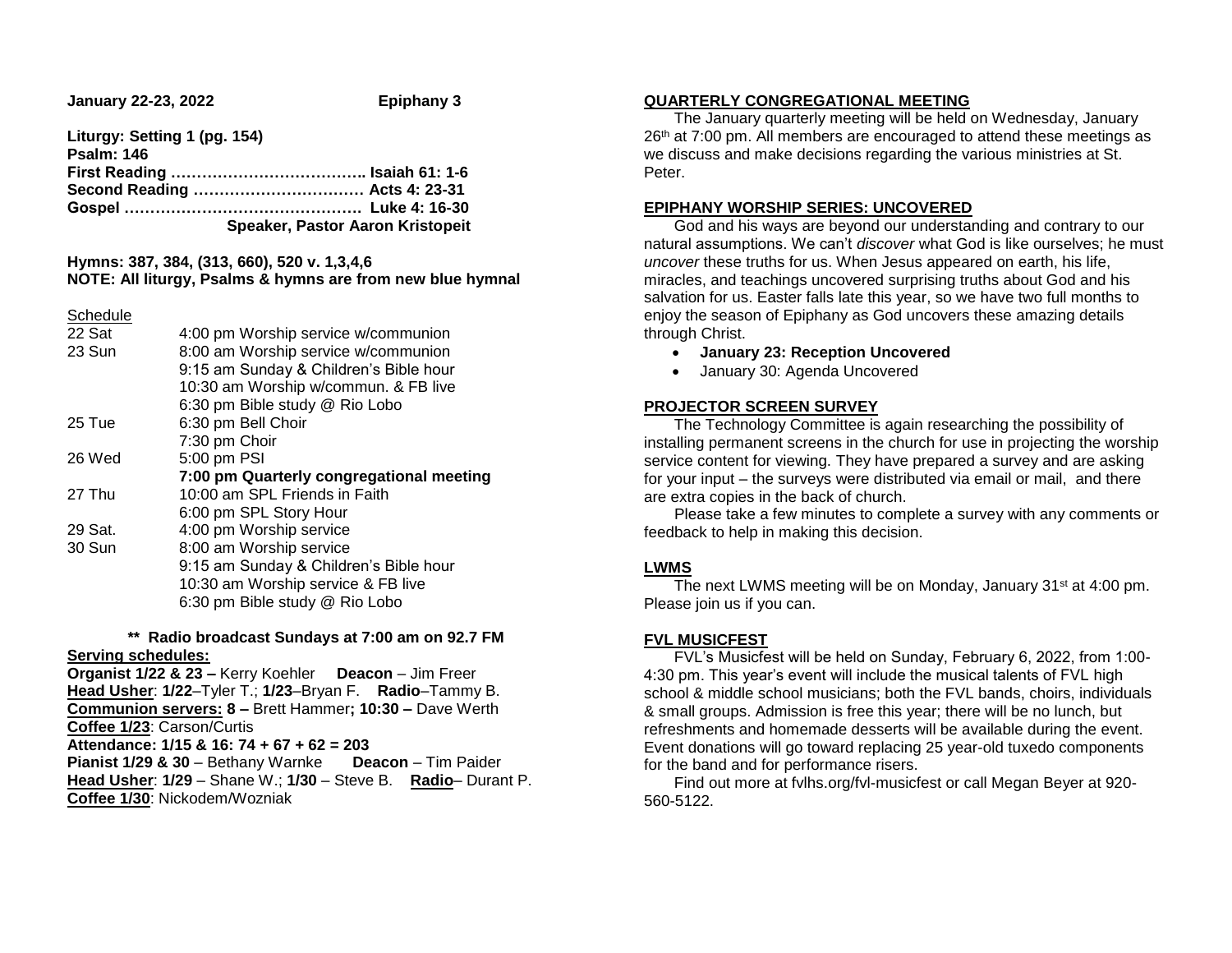**January 22-23, 2022** **Epiphany 3**

**Liturgy: Setting 1 (pg. 154)**
**Psalm: 146**
**First Reading ……………………………….. Isaiah 61: 1-6**
**Second Reading …………………………… Acts 4: 23-31**
**Gospel ………………………………………. Luke 4: 16-30**
**Speaker, Pastor Aaron Kristopeit**

**Hymns: 387, 384, (313, 660), 520 v. 1,3,4,6**
**NOTE: All liturgy, Psalms & hymns are from new blue hymnal**

Schedule

| | |
|---|---|
| 22 Sat | 4:00 pm Worship service w/communion |
| 23 Sun | 8:00 am Worship service w/communion |
| | 9:15 am Sunday & Children's Bible hour |
| | 10:30 am Worship w/commun. & FB live |
| | 6:30 pm Bible study @ Rio Lobo |
| 25 Tue | 6:30 pm Bell Choir |
| | 7:30 pm Choir |
| 26 Wed | 5:00 pm PSI |
| | **7:00 pm Quarterly congregational meeting** |
| 27 Thu | 10:00 am SPL Friends in Faith |
| | 6:00 pm SPL Story Hour |
| 29 Sat. | 4:00 pm Worship service |
| 30 Sun | 8:00 am Worship service |
| | 9:15 am Sunday & Children's Bible hour |
| | 10:30 am Worship service & FB live |
| | 6:30 pm Bible study @ Rio Lobo |

**\*\* Radio broadcast Sundays at 7:00 am on 92.7 FM**

**Serving schedules:**
**Organist 1/22 & 23 –** Kerry Koehler **Deacon** – Jim Freer
**Head Usher**: **1/22**–Tyler T.; **1/23**–Bryan F. **Radio**–Tammy B.
**Communion servers: 8 –** Brett Hammer**; 10:30 –** Dave Werth
**Coffee 1/23**: Carson/Curtis
**Attendance: 1/15 & 16: 74 + 67 + 62 = 203**
**Pianist 1/29 & 30** – Bethany Warnke **Deacon** – Tim Paider
**Head Usher**: **1/29** – Shane W.; **1/30** – Steve B. **Radio**– Durant P.
**Coffee 1/30**: Nickodem/Wozniak

## QUARTERLY CONGREGATIONAL MEETING

The January quarterly meeting will be held on Wednesday, January 26th at 7:00 pm. All members are encouraged to attend these meetings as we discuss and make decisions regarding the various ministries at St. Peter.

## EPIPHANY WORSHIP SERIES: UNCOVERED

God and his ways are beyond our understanding and contrary to our natural assumptions. We can't *discover* what God is like ourselves; he must *uncover* these truths for us. When Jesus appeared on earth, his life, miracles, and teachings uncovered surprising truths about God and his salvation for us. Easter falls late this year, so we have two full months to enjoy the season of Epiphany as God uncovers these amazing details through Christ.

- **January 23: Reception Uncovered**
- January 30: Agenda Uncovered

## PROJECTOR SCREEN SURVEY

The Technology Committee is again researching the possibility of installing permanent screens in the church for use in projecting the worship service content for viewing. They have prepared a survey and are asking for your input – the surveys were distributed via email or mail, and there are extra copies in the back of church.

Please take a few minutes to complete a survey with any comments or feedback to help in making this decision.

## LWMS

The next LWMS meeting will be on Monday, January 31st at 4:00 pm. Please join us if you can.

## FVL MUSICFEST

FVL's Musicfest will be held on Sunday, February 6, 2022, from 1:00-4:30 pm. This year's event will include the musical talents of FVL high school & middle school musicians; both the FVL bands, choirs, individuals & small groups. Admission is free this year; there will be no lunch, but refreshments and homemade desserts will be available during the event. Event donations will go toward replacing 25 year-old tuxedo components for the band and for performance risers.

Find out more at fvlhs.org/fvl-musicfest or call Megan Beyer at 920-560-5122.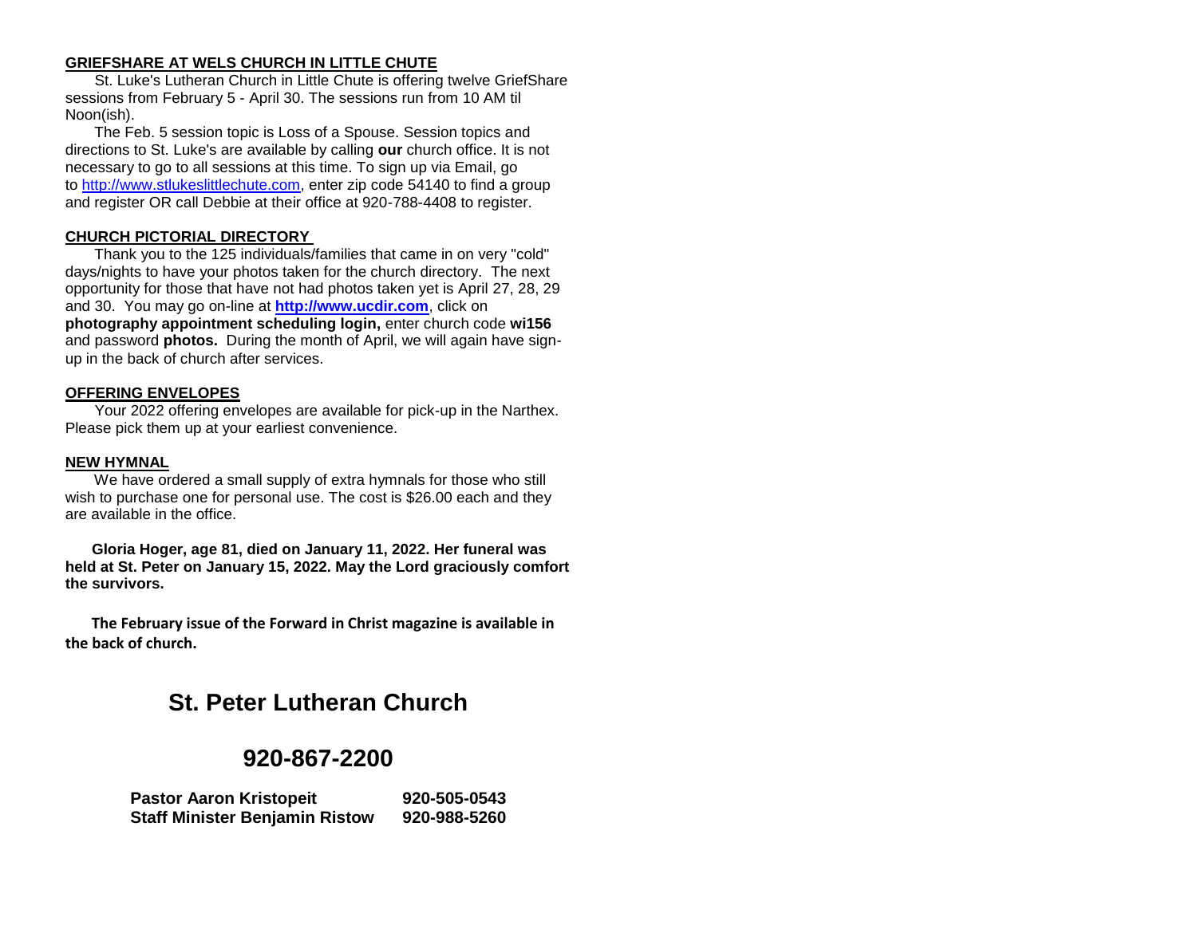## GRIEFSHARE AT WELS CHURCH IN LITTLE CHUTE

St. Luke's Lutheran Church in Little Chute is offering twelve GriefShare sessions from February 5 - April 30. The sessions run from 10 AM til Noon(ish).

The Feb. 5 session topic is Loss of a Spouse. Session topics and directions to St. Luke's are available by calling **our** church office. It is not necessary to go to all sessions at this time. To sign up via Email, go to http://www.stlukeslittlechute.com, enter zip code 54140 to find a group and register OR call Debbie at their office at 920-788-4408 to register.

## CHURCH PICTORIAL DIRECTORY

Thank you to the 125 individuals/families that came in on very "cold" days/nights to have your photos taken for the church directory. The next opportunity for those that have not had photos taken yet is April 27, 28, 29 and 30. You may go on-line at **http://www.ucdir.com**, click on **photography appointment scheduling login,** enter church code **wi156** and password **photos.** During the month of April, we will again have sign-up in the back of church after services.

## OFFERING ENVELOPES

Your 2022 offering envelopes are available for pick-up in the Narthex. Please pick them up at your earliest convenience.

## NEW HYMNAL

We have ordered a small supply of extra hymnals for those who still wish to purchase one for personal use. The cost is $26.00 each and they are available in the office.

**Gloria Hoger, age 81, died on January 11, 2022. Her funeral was held at St. Peter on January 15, 2022. May the Lord graciously comfort the survivors.**

**The February issue of the Forward in Christ magazine is available in the back of church.**

# St. Peter Lutheran Church

# 920-867-2200

**Pastor Aaron Kristopeit 920-505-0543**
**Staff Minister Benjamin Ristow 920-988-5260**